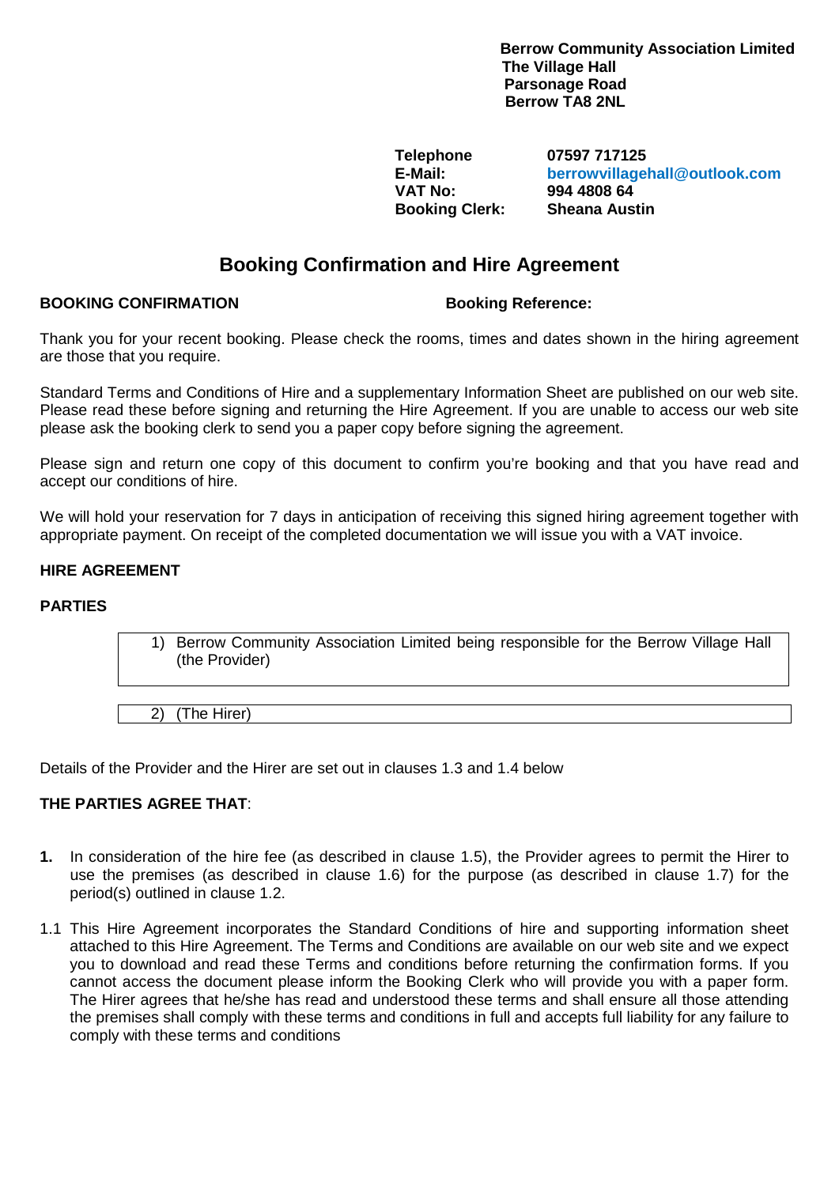**Berrow Community Association Limited**
**The Village Hall**
**Parsonage Road**
**Berrow TA8 2NL**

| | |
|---|---|
| **Telephone** | **07597 717125** |
| **E-Mail:** | **berrowvillagehall@outlook.com** |
| **VAT No:** | **994 4808 64** |
| **Booking Clerk:** | **Sheana Austin** |

# Booking Confirmation and Hire Agreement

**BOOKING CONFIRMATION** **Booking Reference:**

Thank you for your recent booking. Please check the rooms, times and dates shown in the hiring agreement are those that you require.

Standard Terms and Conditions of Hire and a supplementary Information Sheet are published on our web site. Please read these before signing and returning the Hire Agreement. If you are unable to access our web site please ask the booking clerk to send you a paper copy before signing the agreement.

Please sign and return one copy of this document to confirm you're booking and that you have read and accept our conditions of hire.

We will hold your reservation for 7 days in anticipation of receiving this signed hiring agreement together with appropriate payment. On receipt of the completed documentation we will issue you with a VAT invoice.

**HIRE AGREEMENT**

**PARTIES**

1) Berrow Community Association Limited being responsible for the Berrow Village Hall (the Provider)

2) (The Hirer)

Details of the Provider and the Hirer are set out in clauses 1.3 and 1.4 below

**THE PARTIES AGREE THAT**:

**1.** In consideration of the hire fee (as described in clause 1.5), the Provider agrees to permit the Hirer to use the premises (as described in clause 1.6) for the purpose (as described in clause 1.7) for the period(s) outlined in clause 1.2.

1.1 This Hire Agreement incorporates the Standard Conditions of hire and supporting information sheet attached to this Hire Agreement. The Terms and Conditions are available on our web site and we expect you to download and read these Terms and conditions before returning the confirmation forms. If you cannot access the document please inform the Booking Clerk who will provide you with a paper form. The Hirer agrees that he/she has read and understood these terms and shall ensure all those attending the premises shall comply with these terms and conditions in full and accepts full liability for any failure to comply with these terms and conditions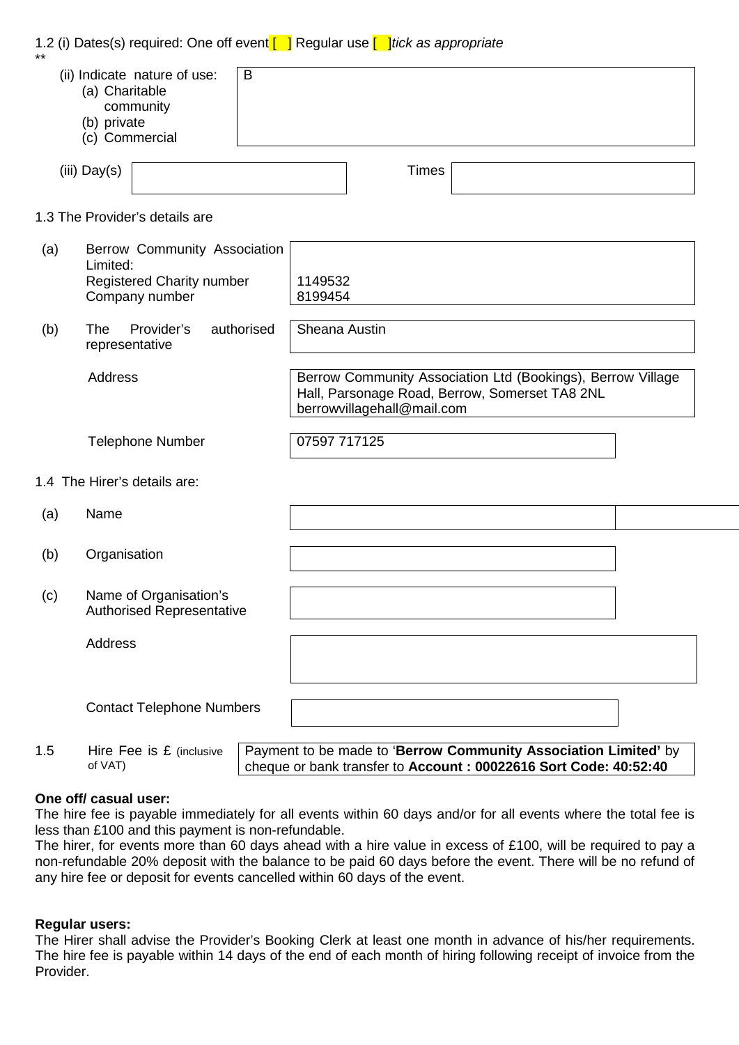1.2 (i) Dates(s) required: One off event [ ] Regular use [ ] *tick as appropriate*
**

| (ii) Indicate nature of use: (a) Charitable community (b) private (c) Commercial | B |
|---|---|

| (iii) Day(s) | | Times | |
|---|---|---|---|

1.3 The Provider's details are

| | | |
|---|---|---|
| (a) | Berrow Community Association Limited: Registered Charity number Company number | 1149532 8199454 |
| (b) | The Provider's authorised representative | Sheana Austin |
| | Address | Berrow Community Association Ltd (Bookings), Berrow Village Hall, Parsonage Road, Berrow, Somerset TA8 2NL berrowvillagehall@mail.com |
| | Telephone Number | 07597 717125 |

1.4 The Hirer's details are:

| | | |
|---|---|---|
| (a) | Name | |
| (b) | Organisation | |
| (c) | Name of Organisation's Authorised Representative | |
| | Address | |
| | Contact Telephone Numbers | |

| 1.5 | Hire Fee is £ (inclusive of VAT) | Payment to be made to '**Berrow Community Association Limited'** by cheque or bank transfer to **Account : 00022616 Sort Code: 40:52:40** |
|---|---|---|

**One off/ casual user:**
The hire fee is payable immediately for all events within 60 days and/or for all events where the total fee is less than £100 and this payment is non-refundable.
The hirer, for events more than 60 days ahead with a hire value in excess of £100, will be required to pay a non-refundable 20% deposit with the balance to be paid 60 days before the event. There will be no refund of any hire fee or deposit for events cancelled within 60 days of the event.

**Regular users:**
The Hirer shall advise the Provider's Booking Clerk at least one month in advance of his/her requirements. The hire fee is payable within 14 days of the end of each month of hiring following receipt of invoice from the Provider.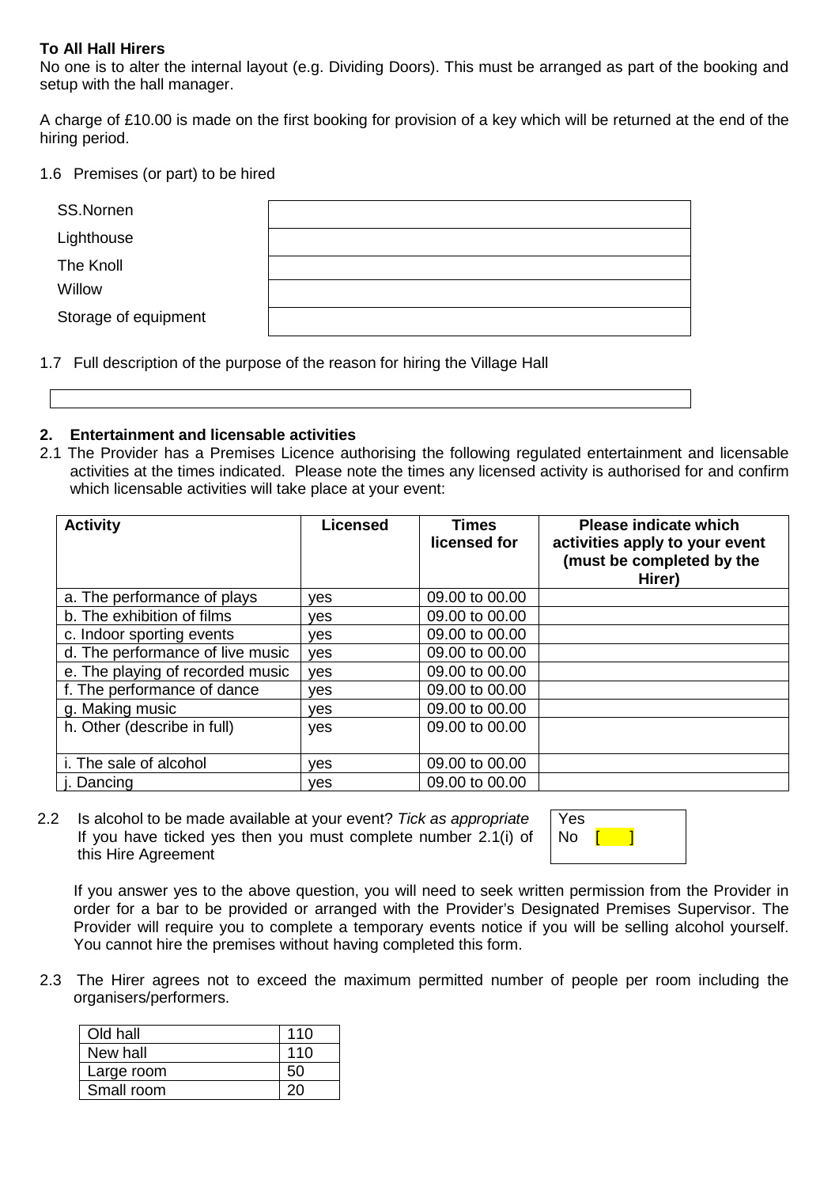**To All Hall Hirers**

No one is to alter the internal layout (e.g. Dividing Doors). This must be arranged as part of the booking and setup with the hall manager.

A charge of £10.00 is made on the first booking for provision of a key which will be returned at the end of the hiring period.

1.6 Premises (or part) to be hired

| | |
|---|---|
| SS.Nornen | |
| Lighthouse | |
| The Knoll | |
| Willow | |
| Storage of equipment | |

1.7 Full description of the purpose of the reason for hiring the Village Hall

| |
|---|
| |

**2. Entertainment and licensable activities**

2.1 The Provider has a Premises Licence authorising the following regulated entertainment and licensable activities at the times indicated. Please note the times any licensed activity is authorised for and confirm which licensable activities will take place at your event:

| Activity | Licensed | Times licensed for | Please indicate which activities apply to your event (must be completed by the Hirer) |
|---|---|---|---|
| a. The performance of plays | yes | 09.00 to 00.00 | |
| b. The exhibition of films | yes | 09.00 to 00.00 | |
| c. Indoor sporting events | yes | 09.00 to 00.00 | |
| d. The performance of live music | yes | 09.00 to 00.00 | |
| e. The playing of recorded music | yes | 09.00 to 00.00 | |
| f. The performance of dance | yes | 09.00 to 00.00 | |
| g. Making music | yes | 09.00 to 00.00 | |
| h. Other (describe in full) | yes | 09.00 to 00.00 | |
| i. The sale of alcohol | yes | 09.00 to 00.00 | |
| j. Dancing | yes | 09.00 to 00.00 | |

2.2 Is alcohol to be made available at your event? *Tick as appropriate* If you have ticked yes then you must complete number 2.1(i) of this Hire Agreement

Yes
No [ ]

If you answer yes to the above question, you will need to seek written permission from the Provider in order for a bar to be provided or arranged with the Provider's Designated Premises Supervisor. The Provider will require you to complete a temporary events notice if you will be selling alcohol yourself. You cannot hire the premises without having completed this form.

2.3 The Hirer agrees not to exceed the maximum permitted number of people per room including the organisers/performers.

| | |
|---|---|
| Old hall | 110 |
| New hall | 110 |
| Large room | 50 |
| Small room | 20 |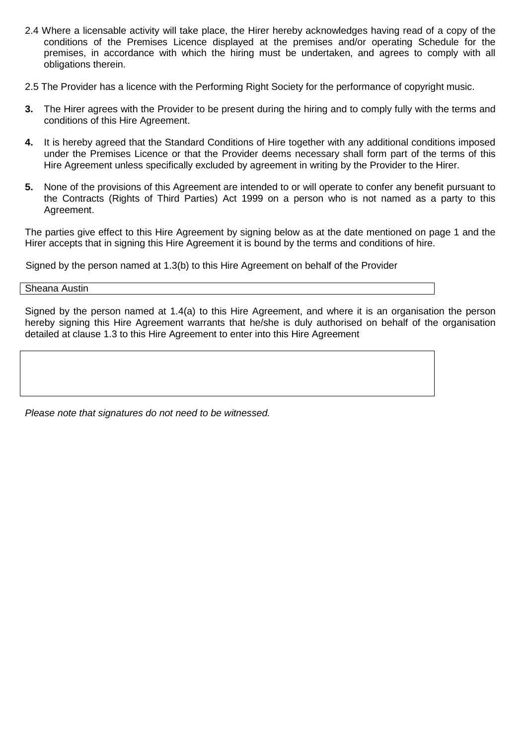2.4 Where a licensable activity will take place, the Hirer hereby acknowledges having read of a copy of the conditions of the Premises Licence displayed at the premises and/or operating Schedule for the premises, in accordance with which the hiring must be undertaken, and agrees to comply with all obligations therein.

2.5 The Provider has a licence with the Performing Right Society for the performance of copyright music.

**3.** The Hirer agrees with the Provider to be present during the hiring and to comply fully with the terms and conditions of this Hire Agreement.

**4.** It is hereby agreed that the Standard Conditions of Hire together with any additional conditions imposed under the Premises Licence or that the Provider deems necessary shall form part of the terms of this Hire Agreement unless specifically excluded by agreement in writing by the Provider to the Hirer.

**5.** None of the provisions of this Agreement are intended to or will operate to confer any benefit pursuant to the Contracts (Rights of Third Parties) Act 1999 on a person who is not named as a party to this Agreement.

The parties give effect to this Hire Agreement by signing below as at the date mentioned on page 1 and the Hirer accepts that in signing this Hire Agreement it is bound by the terms and conditions of hire.

Signed by the person named at 1.3(b) to this Hire Agreement on behalf of the Provider

| |
|---|
| Sheana Austin |

Signed by the person named at 1.4(a) to this Hire Agreement, and where it is an organisation the person hereby signing this Hire Agreement warrants that he/she is duly authorised on behalf of the organisation detailed at clause 1.3 to this Hire Agreement to enter into this Hire Agreement

| |
|---|
| |

*Please note that signatures do not need to be witnessed.*